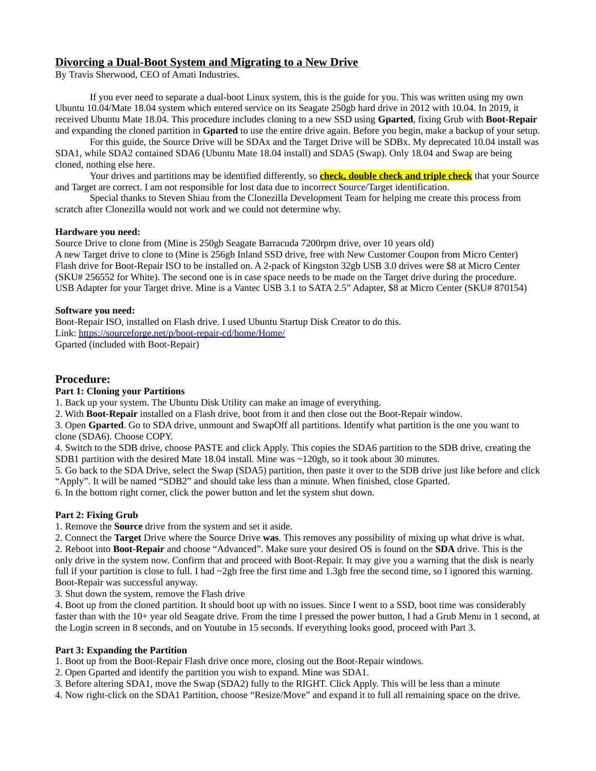# Divorcing a Dual-Boot System and Migrating to a New Drive

By Travis Sherwood, CEO of Amati Industries.

If you ever need to separate a dual-boot Linux system, this is the guide for you. This was written using my own Ubuntu 10.04/Mate 18.04 system which entered service on its Seagate 250gb hard drive in 2012 with 10.04. In 2019, it received Ubuntu Mate 18.04. This procedure includes cloning to a new SSD using **Gparted**, fixing Grub with **Boot-Repair** and expanding the cloned partition in **Gparted** to use the entire drive again. Before you begin, make a backup of your setup.

For this guide, the Source Drive will be SDAx and the Target Drive will be SDBx. My deprecated 10.04 install was SDA1, while SDA2 contained SDA6 (Ubuntu Mate 18.04 install) and SDA5 (Swap). Only 18.04 and Swap are being cloned, nothing else here.

Your drives and partitions may be identified differently, so **check, double check and triple check** that your Source and Target are correct. I am not responsible for lost data due to incorrect Source/Target identification.

Special thanks to Steven Shiau from the Clonezilla Development Team for helping me create this process from scratch after Clonezilla would not work and we could not determine why.

**Hardware you need:**

Source Drive to clone from (Mine is 250gb Seagate Barracuda 7200rpm drive, over 10 years old)
A new Target drive to clone to (Mine is 256gb Inland SSD drive, free with New Customer Coupon from Micro Center)
Flash drive for Boot-Repair ISO to be installed on. A 2-pack of Kingston 32gb USB 3.0 drives were $8 at Micro Center (SKU# 256552 for White). The second one is in case space needs to be made on the Target drive during the procedure.
USB Adapter for your Target drive. Mine is a Vantec USB 3.1 to SATA 2.5" Adapter, $8 at Micro Center (SKU# 870154)

**Software you need:**

Boot-Repair ISO, installed on Flash drive. I used Ubuntu Startup Disk Creator to do this.
Link: https://sourceforge.net/p/boot-repair-cd/home/Home/
Gparted (included with Boot-Repair)

## Procedure:

### Part 1: Cloning your Partitions

1. Back up your system. The Ubuntu Disk Utility can make an image of everything.
2. With **Boot-Repair** installed on a Flash drive, boot from it and then close out the Boot-Repair window.
3. Open **Gparted**. Go to SDA drive, unmount and SwapOff all partitions. Identify what partition is the one you want to clone (SDA6). Choose COPY.
4. Switch to the SDB drive, choose PASTE and click Apply. This copies the SDA6 partition to the SDB drive, creating the SDB1 partition with the desired Mate 18.04 install. Mine was ~120gb, so it took about 30 minutes.
5. Go back to the SDA Drive, select the Swap (SDA5) partition, then paste it over to the SDB drive just like before and click "Apply". It will be named "SDB2" and should take less than a minute. When finished, close Gparted.
6. In the bottom right corner, click the power button and let the system shut down.

### Part 2: Fixing Grub

1. Remove the **Source** drive from the system and set it aside.
2. Connect the **Target** Drive where the Source Drive **was**. This removes any possibility of mixing up what drive is what.
2. Reboot into **Boot-Repair** and choose "Advanced". Make sure your desired OS is found on the **SDA** drive. This is the only drive in the system now. Confirm that and proceed with Boot-Repair. It may give you a warning that the disk is nearly full if your partition is close to full. I had ~2gb free the first time and 1.3gb free the second time, so I ignored this warning. Boot-Repair was successful anyway.
3. Shut down the system, remove the Flash drive
4. Boot up from the cloned partition. It should boot up with no issues. Since I went to a SSD, boot time was considerably faster than with the 10+ year old Seagate drive. From the time I pressed the power button, I had a Grub Menu in 1 second, at the Login screen in 8 seconds, and on Youtube in 15 seconds. If everything looks good, proceed with Part 3.

### Part 3: Expanding the Partition

1. Boot up from the Boot-Repair Flash drive once more, closing out the Boot-Repair windows.
2. Open Gparted and identify the partition you wish to expand. Mine was SDA1.
3. Before altering SDA1, move the Swap (SDA2) fully to the RIGHT. Click Apply. This will be less than a minute
4. Now right-click on the SDA1 Partition, choose "Resize/Move" and expand it to full all remaining space on the drive.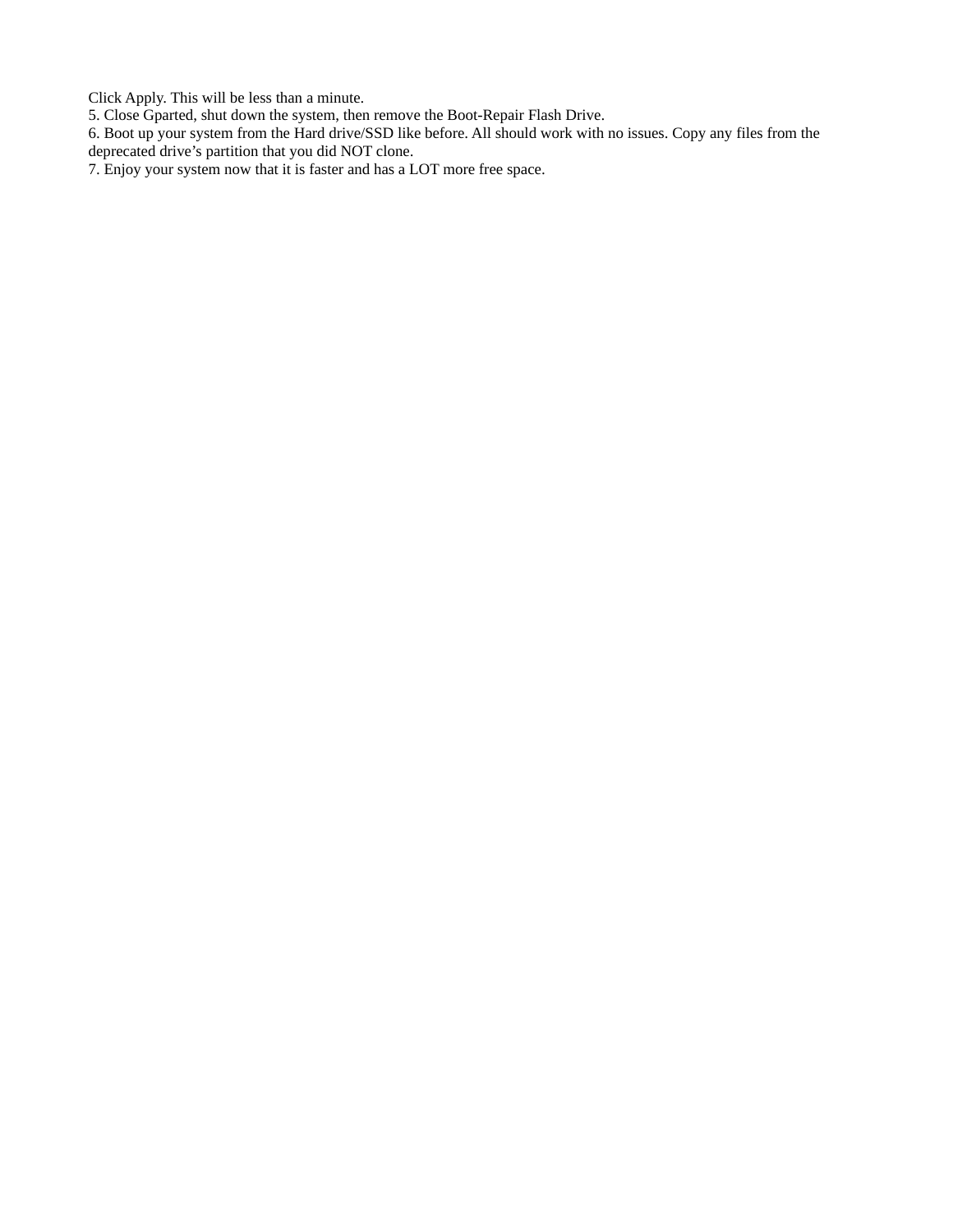Click Apply. This will be less than a minute.

5. Close Gparted, shut down the system, then remove the Boot-Repair Flash Drive.
6. Boot up your system from the Hard drive/SSD like before. All should work with no issues. Copy any files from the deprecated drive’s partition that you did NOT clone.
7. Enjoy your system now that it is faster and has a LOT more free space.